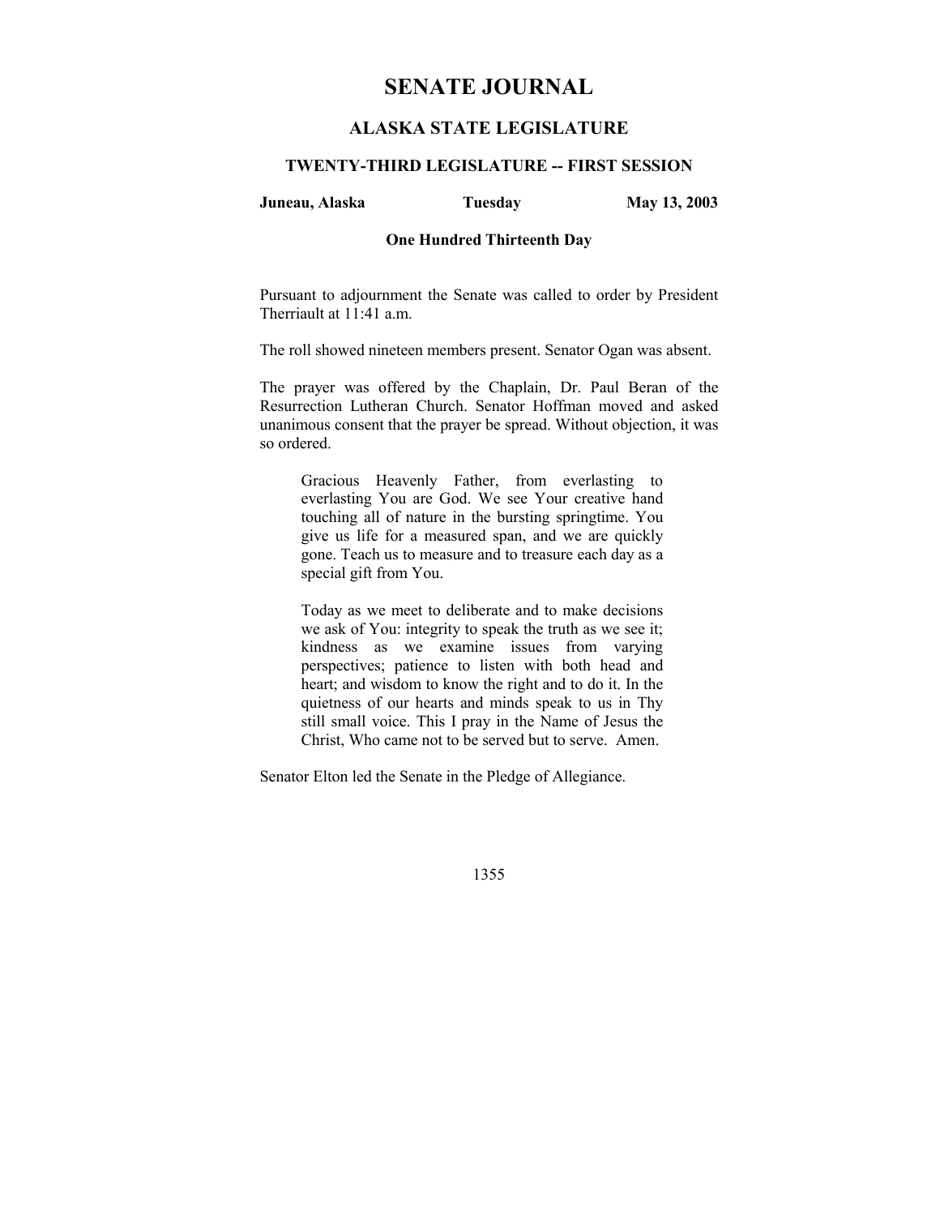# SENATE JOURNAL

## ALASKA STATE LEGISLATURE

### TWENTY-THIRD LEGISLATURE -- FIRST SESSION

**Juneau, Alaska** **Tuesday** **May 13, 2003**

**One Hundred Thirteenth Day**

Pursuant to adjournment the Senate was called to order by President Therriault at 11:41 a.m.

The roll showed nineteen members present. Senator Ogan was absent.

The prayer was offered by the Chaplain, Dr. Paul Beran of the Resurrection Lutheran Church. Senator Hoffman moved and asked unanimous consent that the prayer be spread. Without objection, it was so ordered.

> Gracious Heavenly Father, from everlasting to everlasting You are God. We see Your creative hand touching all of nature in the bursting springtime. You give us life for a measured span, and we are quickly gone. Teach us to measure and to treasure each day as a special gift from You.
>
> Today as we meet to deliberate and to make decisions we ask of You: integrity to speak the truth as we see it; kindness as we examine issues from varying perspectives; patience to listen with both head and heart; and wisdom to know the right and to do it. In the quietness of our hearts and minds speak to us in Thy still small voice. This I pray in the Name of Jesus the Christ, Who came not to be served but to serve. Amen.

Senator Elton led the Senate in the Pledge of Allegiance.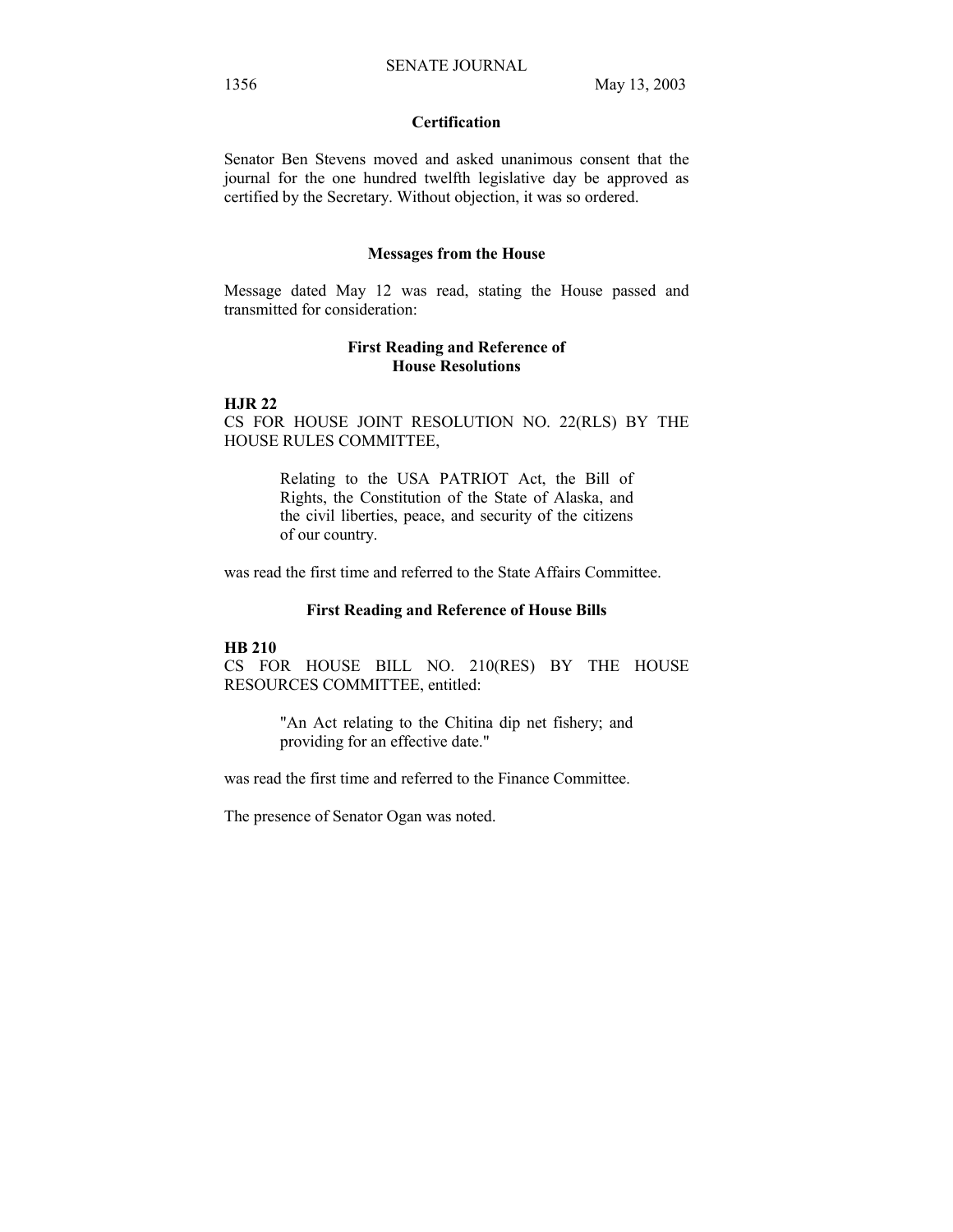## Certification

Senator Ben Stevens moved and asked unanimous consent that the journal for the one hundred twelfth legislative day be approved as certified by the Secretary. Without objection, it was so ordered.

## Messages from the House

Message dated May 12 was read, stating the House passed and transmitted for consideration:

### First Reading and Reference of House Resolutions

**HJR 22**
CS FOR HOUSE JOINT RESOLUTION NO. 22(RLS) BY THE HOUSE RULES COMMITTEE,

> Relating to the USA PATRIOT Act, the Bill of Rights, the Constitution of the State of Alaska, and the civil liberties, peace, and security of the citizens of our country.

was read the first time and referred to the State Affairs Committee.

### First Reading and Reference of House Bills

**HB 210**
CS FOR HOUSE BILL NO. 210(RES) BY THE HOUSE RESOURCES COMMITTEE, entitled:

> "An Act relating to the Chitina dip net fishery; and providing for an effective date."

was read the first time and referred to the Finance Committee.

The presence of Senator Ogan was noted.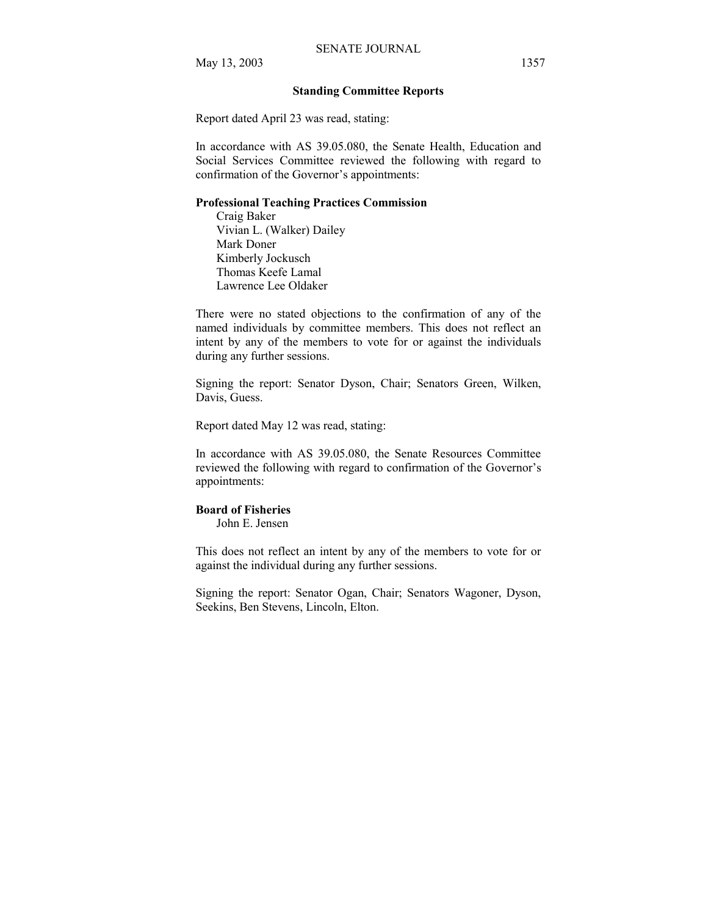## Standing Committee Reports

Report dated April 23 was read, stating:

In accordance with AS 39.05.080, the Senate Health, Education and Social Services Committee reviewed the following with regard to confirmation of the Governor's appointments:

**Professional Teaching Practices Commission**
Craig Baker
Vivian L. (Walker) Dailey
Mark Doner
Kimberly Jockusch
Thomas Keefe Lamal
Lawrence Lee Oldaker

There were no stated objections to the confirmation of any of the named individuals by committee members. This does not reflect an intent by any of the members to vote for or against the individuals during any further sessions.

Signing the report: Senator Dyson, Chair; Senators Green, Wilken, Davis, Guess.

Report dated May 12 was read, stating:

In accordance with AS 39.05.080, the Senate Resources Committee reviewed the following with regard to confirmation of the Governor's appointments:

**Board of Fisheries**
John E. Jensen

This does not reflect an intent by any of the members to vote for or against the individual during any further sessions.

Signing the report: Senator Ogan, Chair; Senators Wagoner, Dyson, Seekins, Ben Stevens, Lincoln, Elton.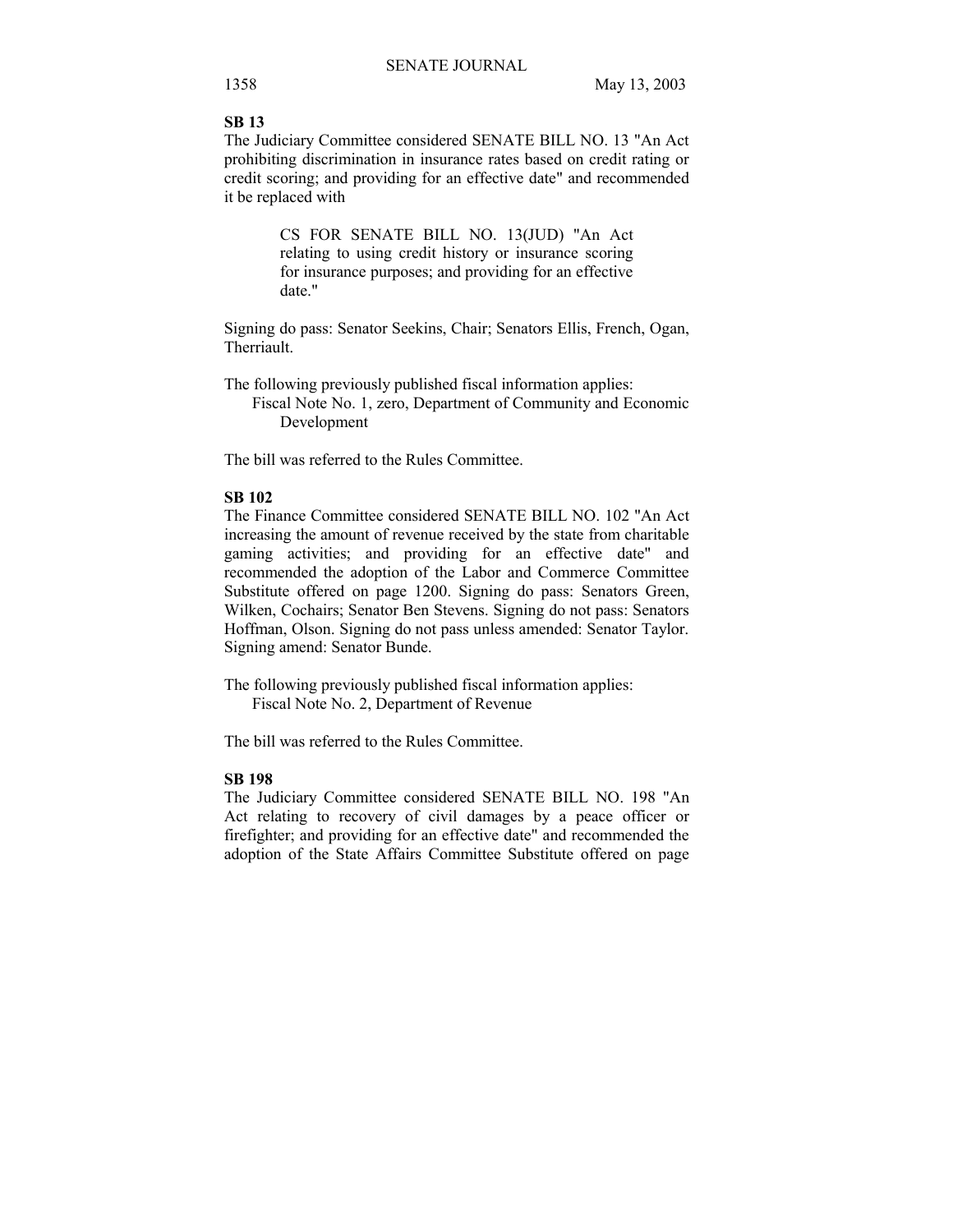**SB 13**

The Judiciary Committee considered SENATE BILL NO. 13 "An Act prohibiting discrimination in insurance rates based on credit rating or credit scoring; and providing for an effective date" and recommended it be replaced with

> CS FOR SENATE BILL NO. 13(JUD) "An Act relating to using credit history or insurance scoring for insurance purposes; and providing for an effective date."

Signing do pass: Senator Seekins, Chair; Senators Ellis, French, Ogan, Therriault.

The following previously published fiscal information applies:
Fiscal Note No. 1, zero, Department of Community and Economic Development

The bill was referred to the Rules Committee.

**SB 102**

The Finance Committee considered SENATE BILL NO. 102 "An Act increasing the amount of revenue received by the state from charitable gaming activities; and providing for an effective date" and recommended the adoption of the Labor and Commerce Committee Substitute offered on page 1200. Signing do pass: Senators Green, Wilken, Cochairs; Senator Ben Stevens. Signing do not pass: Senators Hoffman, Olson. Signing do not pass unless amended: Senator Taylor. Signing amend: Senator Bunde.

The following previously published fiscal information applies:
Fiscal Note No. 2, Department of Revenue

The bill was referred to the Rules Committee.

**SB 198**

The Judiciary Committee considered SENATE BILL NO. 198 "An Act relating to recovery of civil damages by a peace officer or firefighter; and providing for an effective date" and recommended the adoption of the State Affairs Committee Substitute offered on page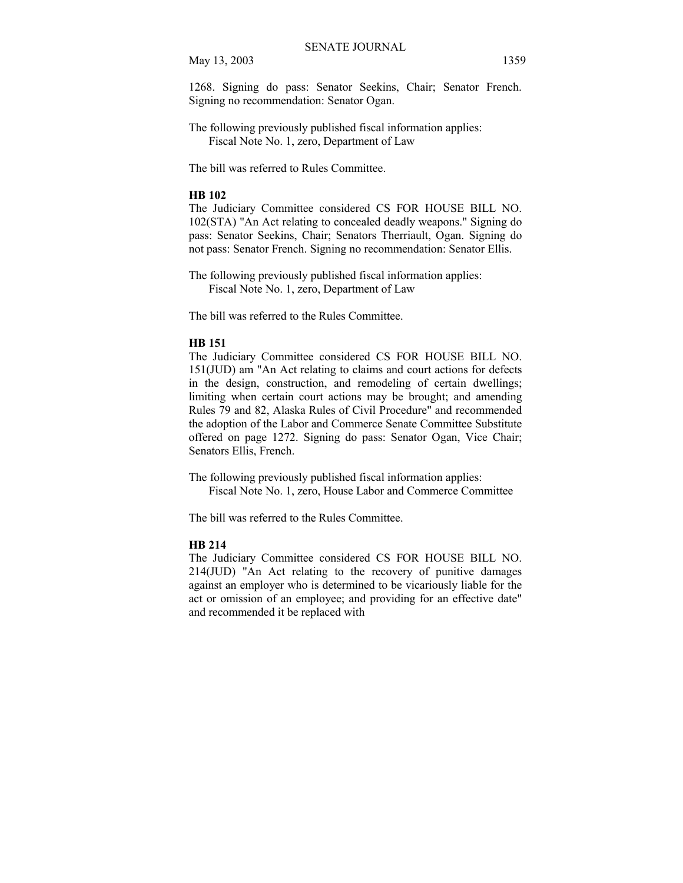1268. Signing do pass: Senator Seekins, Chair; Senator French. Signing no recommendation: Senator Ogan.

The following previously published fiscal information applies:
Fiscal Note No. 1, zero, Department of Law

The bill was referred to Rules Committee.

**HB 102**

The Judiciary Committee considered CS FOR HOUSE BILL NO. 102(STA) "An Act relating to concealed deadly weapons." Signing do pass: Senator Seekins, Chair; Senators Therriault, Ogan. Signing do not pass: Senator French. Signing no recommendation: Senator Ellis.

The following previously published fiscal information applies:
Fiscal Note No. 1, zero, Department of Law

The bill was referred to the Rules Committee.

**HB 151**

The Judiciary Committee considered CS FOR HOUSE BILL NO. 151(JUD) am "An Act relating to claims and court actions for defects in the design, construction, and remodeling of certain dwellings; limiting when certain court actions may be brought; and amending Rules 79 and 82, Alaska Rules of Civil Procedure" and recommended the adoption of the Labor and Commerce Senate Committee Substitute offered on page 1272. Signing do pass: Senator Ogan, Vice Chair; Senators Ellis, French.

The following previously published fiscal information applies:
Fiscal Note No. 1, zero, House Labor and Commerce Committee

The bill was referred to the Rules Committee.

**HB 214**

The Judiciary Committee considered CS FOR HOUSE BILL NO. 214(JUD) "An Act relating to the recovery of punitive damages against an employer who is determined to be vicariously liable for the act or omission of an employee; and providing for an effective date" and recommended it be replaced with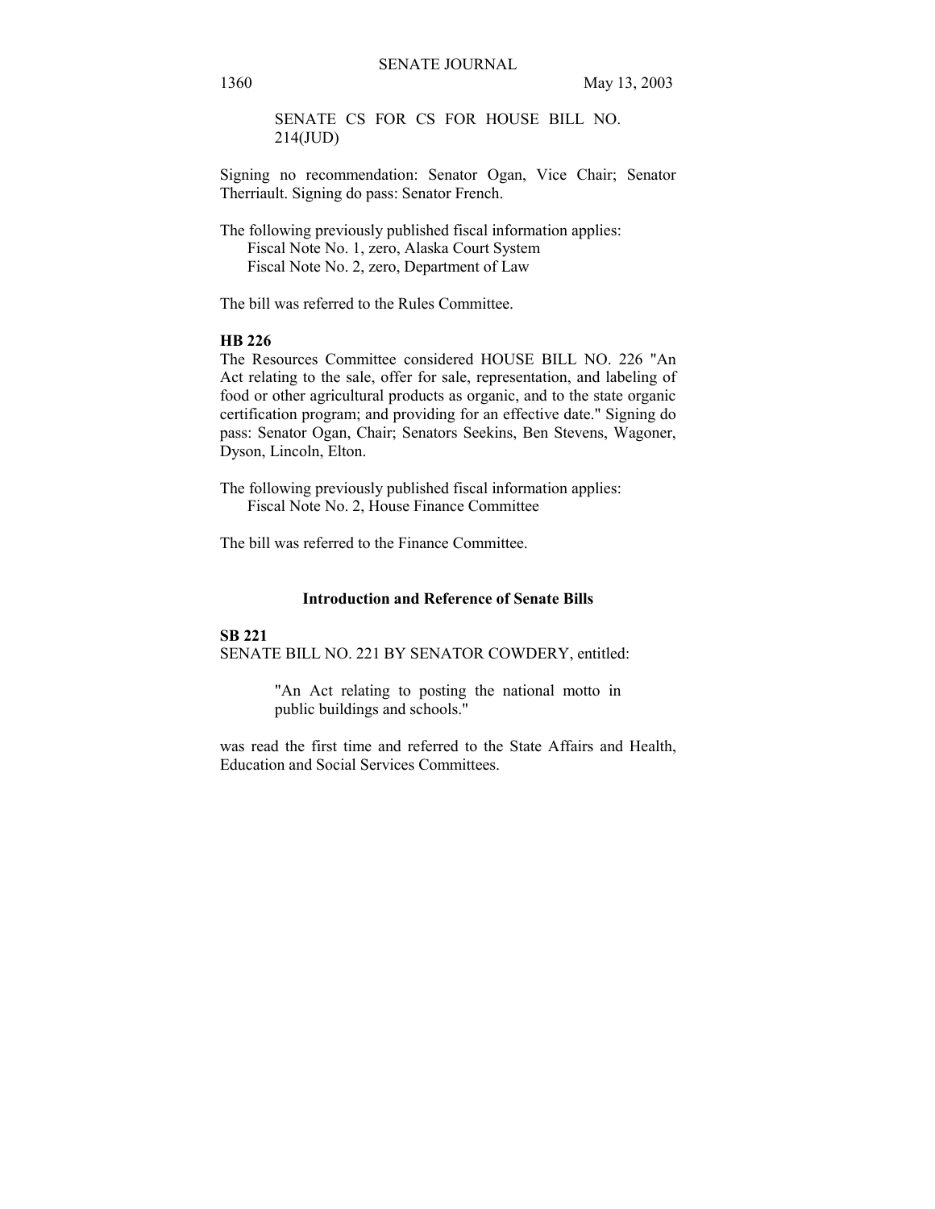SENATE CS FOR CS FOR HOUSE BILL NO. 214(JUD)

Signing no recommendation: Senator Ogan, Vice Chair; Senator Therriault. Signing do pass: Senator French.

The following previously published fiscal information applies:
Fiscal Note No. 1, zero, Alaska Court System
Fiscal Note No. 2, zero, Department of Law

The bill was referred to the Rules Committee.

**HB 226**
The Resources Committee considered HOUSE BILL NO. 226 "An Act relating to the sale, offer for sale, representation, and labeling of food or other agricultural products as organic, and to the state organic certification program; and providing for an effective date." Signing do pass: Senator Ogan, Chair; Senators Seekins, Ben Stevens, Wagoner, Dyson, Lincoln, Elton.

The following previously published fiscal information applies:
Fiscal Note No. 2, House Finance Committee

The bill was referred to the Finance Committee.

## Introduction and Reference of Senate Bills

**SB 221**
SENATE BILL NO. 221 BY SENATOR COWDERY, entitled:

"An Act relating to posting the national motto in public buildings and schools."

was read the first time and referred to the State Affairs and Health, Education and Social Services Committees.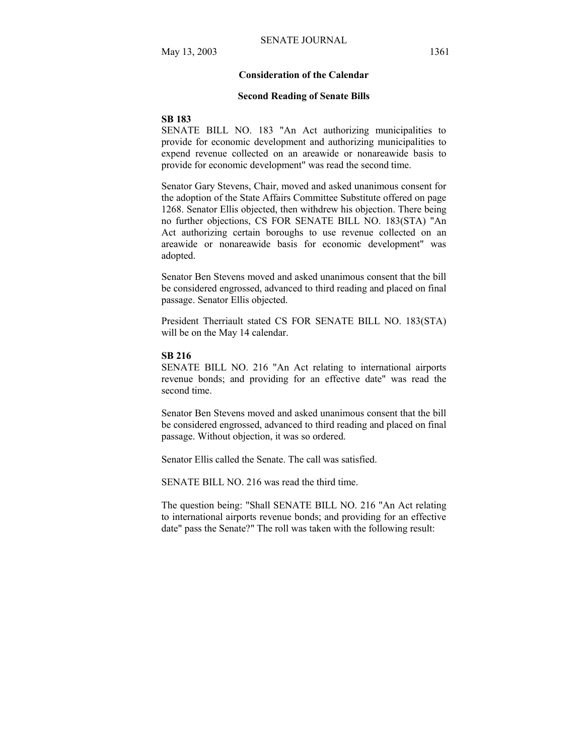## Consideration of the Calendar

### Second Reading of Senate Bills

**SB 183**

SENATE BILL NO. 183 "An Act authorizing municipalities to provide for economic development and authorizing municipalities to expend revenue collected on an areawide or nonareawide basis to provide for economic development" was read the second time.

Senator Gary Stevens, Chair, moved and asked unanimous consent for the adoption of the State Affairs Committee Substitute offered on page 1268. Senator Ellis objected, then withdrew his objection. There being no further objections, CS FOR SENATE BILL NO. 183(STA) "An Act authorizing certain boroughs to use revenue collected on an areawide or nonareawide basis for economic development" was adopted.

Senator Ben Stevens moved and asked unanimous consent that the bill be considered engrossed, advanced to third reading and placed on final passage. Senator Ellis objected.

President Therriault stated CS FOR SENATE BILL NO. 183(STA) will be on the May 14 calendar.

**SB 216**

SENATE BILL NO. 216 "An Act relating to international airports revenue bonds; and providing for an effective date" was read the second time.

Senator Ben Stevens moved and asked unanimous consent that the bill be considered engrossed, advanced to third reading and placed on final passage. Without objection, it was so ordered.

Senator Ellis called the Senate. The call was satisfied.

SENATE BILL NO. 216 was read the third time.

The question being: "Shall SENATE BILL NO. 216 "An Act relating to international airports revenue bonds; and providing for an effective date" pass the Senate?" The roll was taken with the following result: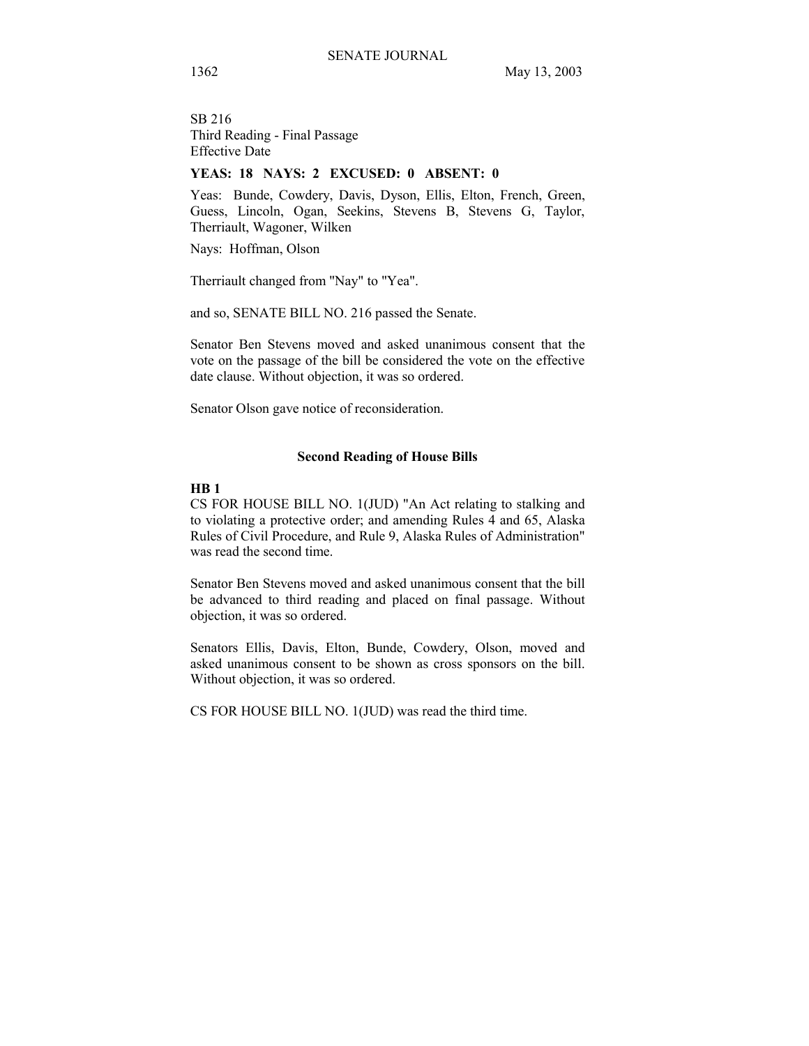SB 216
Third Reading - Final Passage
Effective Date

**YEAS: 18 NAYS: 2 EXCUSED: 0 ABSENT: 0**

Yeas: Bunde, Cowdery, Davis, Dyson, Ellis, Elton, French, Green, Guess, Lincoln, Ogan, Seekins, Stevens B, Stevens G, Taylor, Therriault, Wagoner, Wilken

Nays: Hoffman, Olson

Therriault changed from "Nay" to "Yea".

and so, SENATE BILL NO. 216 passed the Senate.

Senator Ben Stevens moved and asked unanimous consent that the vote on the passage of the bill be considered the vote on the effective date clause. Without objection, it was so ordered.

Senator Olson gave notice of reconsideration.

## Second Reading of House Bills

**HB 1**
CS FOR HOUSE BILL NO. 1(JUD) "An Act relating to stalking and to violating a protective order; and amending Rules 4 and 65, Alaska Rules of Civil Procedure, and Rule 9, Alaska Rules of Administration" was read the second time.

Senator Ben Stevens moved and asked unanimous consent that the bill be advanced to third reading and placed on final passage. Without objection, it was so ordered.

Senators Ellis, Davis, Elton, Bunde, Cowdery, Olson, moved and asked unanimous consent to be shown as cross sponsors on the bill. Without objection, it was so ordered.

CS FOR HOUSE BILL NO. 1(JUD) was read the third time.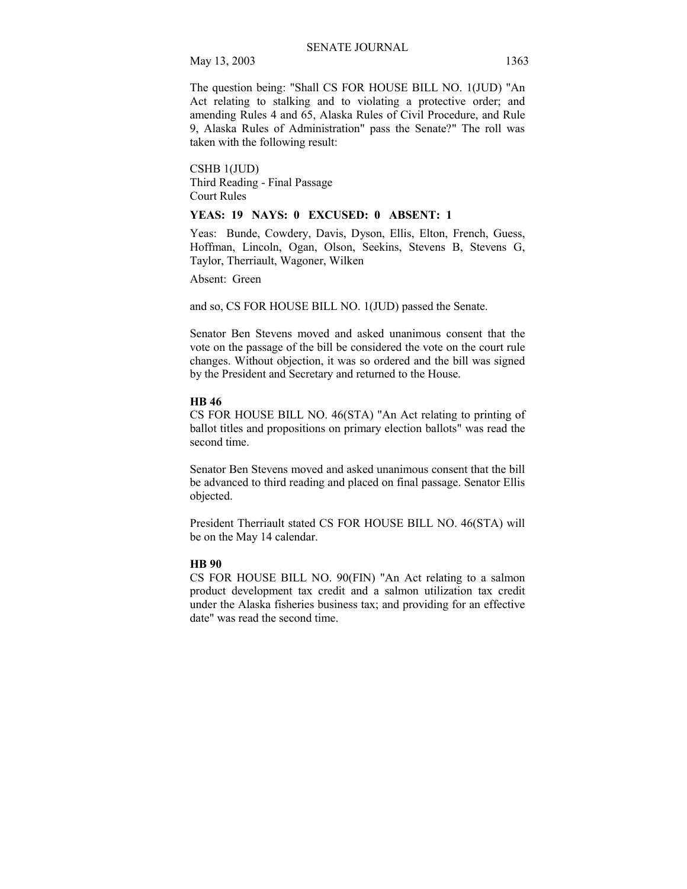The question being: "Shall CS FOR HOUSE BILL NO. 1(JUD) "An Act relating to stalking and to violating a protective order; and amending Rules 4 and 65, Alaska Rules of Civil Procedure, and Rule 9, Alaska Rules of Administration" pass the Senate?" The roll was taken with the following result:

CSHB 1(JUD)
Third Reading - Final Passage
Court Rules

**YEAS: 19 NAYS: 0 EXCUSED: 0 ABSENT: 1**

Yeas: Bunde, Cowdery, Davis, Dyson, Ellis, Elton, French, Guess, Hoffman, Lincoln, Ogan, Olson, Seekins, Stevens B, Stevens G, Taylor, Therriault, Wagoner, Wilken

Absent: Green

and so, CS FOR HOUSE BILL NO. 1(JUD) passed the Senate.

Senator Ben Stevens moved and asked unanimous consent that the vote on the passage of the bill be considered the vote on the court rule changes. Without objection, it was so ordered and the bill was signed by the President and Secretary and returned to the House.

**HB 46**

CS FOR HOUSE BILL NO. 46(STA) "An Act relating to printing of ballot titles and propositions on primary election ballots" was read the second time.

Senator Ben Stevens moved and asked unanimous consent that the bill be advanced to third reading and placed on final passage. Senator Ellis objected.

President Therriault stated CS FOR HOUSE BILL NO. 46(STA) will be on the May 14 calendar.

**HB 90**

CS FOR HOUSE BILL NO. 90(FIN) "An Act relating to a salmon product development tax credit and a salmon utilization tax credit under the Alaska fisheries business tax; and providing for an effective date" was read the second time.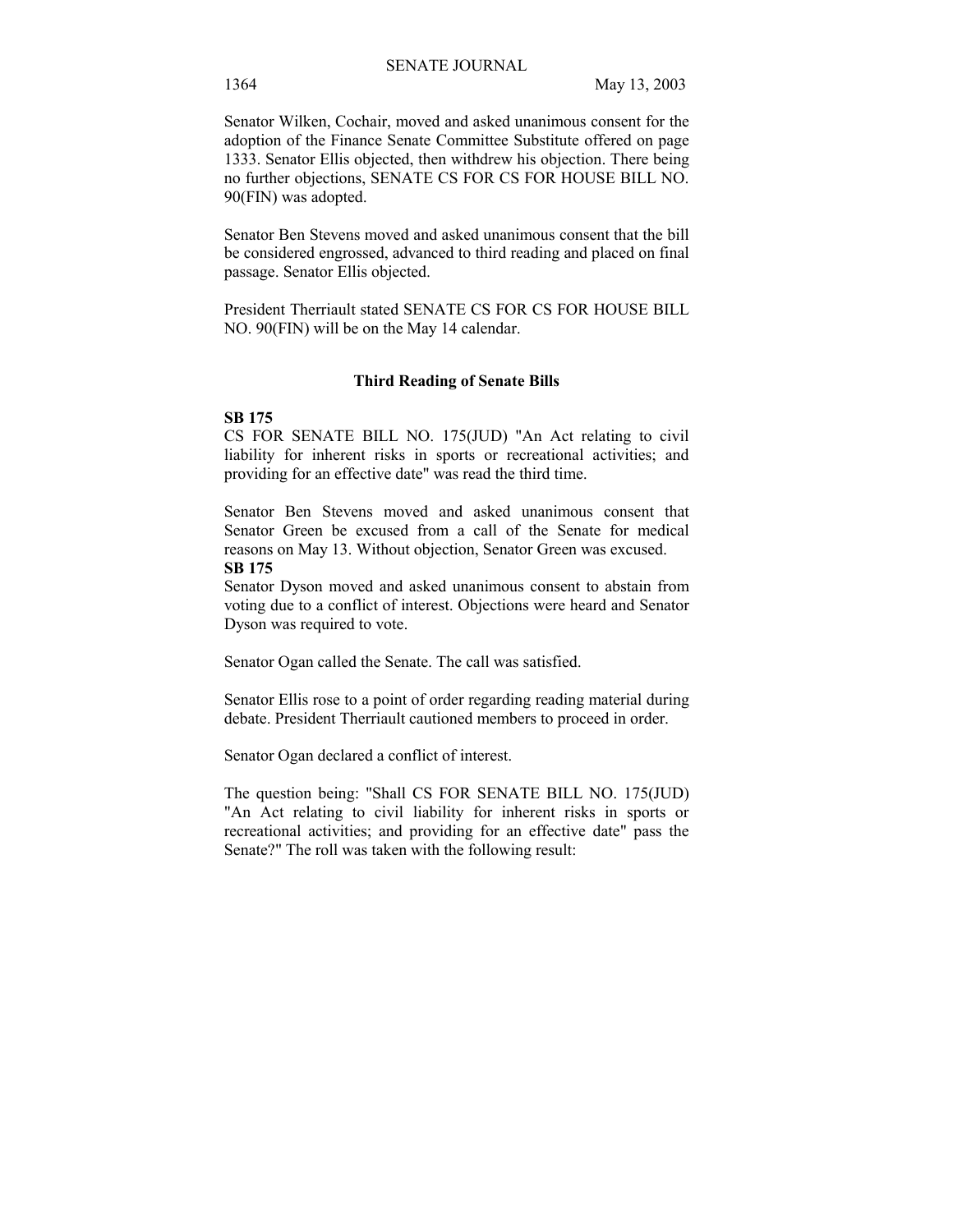Senator Wilken, Cochair, moved and asked unanimous consent for the adoption of the Finance Senate Committee Substitute offered on page 1333. Senator Ellis objected, then withdrew his objection. There being no further objections, SENATE CS FOR CS FOR HOUSE BILL NO. 90(FIN) was adopted.

Senator Ben Stevens moved and asked unanimous consent that the bill be considered engrossed, advanced to third reading and placed on final passage. Senator Ellis objected.

President Therriault stated SENATE CS FOR CS FOR HOUSE BILL NO. 90(FIN) will be on the May 14 calendar.

### Third Reading of Senate Bills

**SB 175**

CS FOR SENATE BILL NO. 175(JUD) "An Act relating to civil liability for inherent risks in sports or recreational activities; and providing for an effective date" was read the third time.

Senator Ben Stevens moved and asked unanimous consent that Senator Green be excused from a call of the Senate for medical reasons on May 13. Without objection, Senator Green was excused.

**SB 175**

Senator Dyson moved and asked unanimous consent to abstain from voting due to a conflict of interest. Objections were heard and Senator Dyson was required to vote.

Senator Ogan called the Senate. The call was satisfied.

Senator Ellis rose to a point of order regarding reading material during debate. President Therriault cautioned members to proceed in order.

Senator Ogan declared a conflict of interest.

The question being: "Shall CS FOR SENATE BILL NO. 175(JUD) "An Act relating to civil liability for inherent risks in sports or recreational activities; and providing for an effective date" pass the Senate?" The roll was taken with the following result: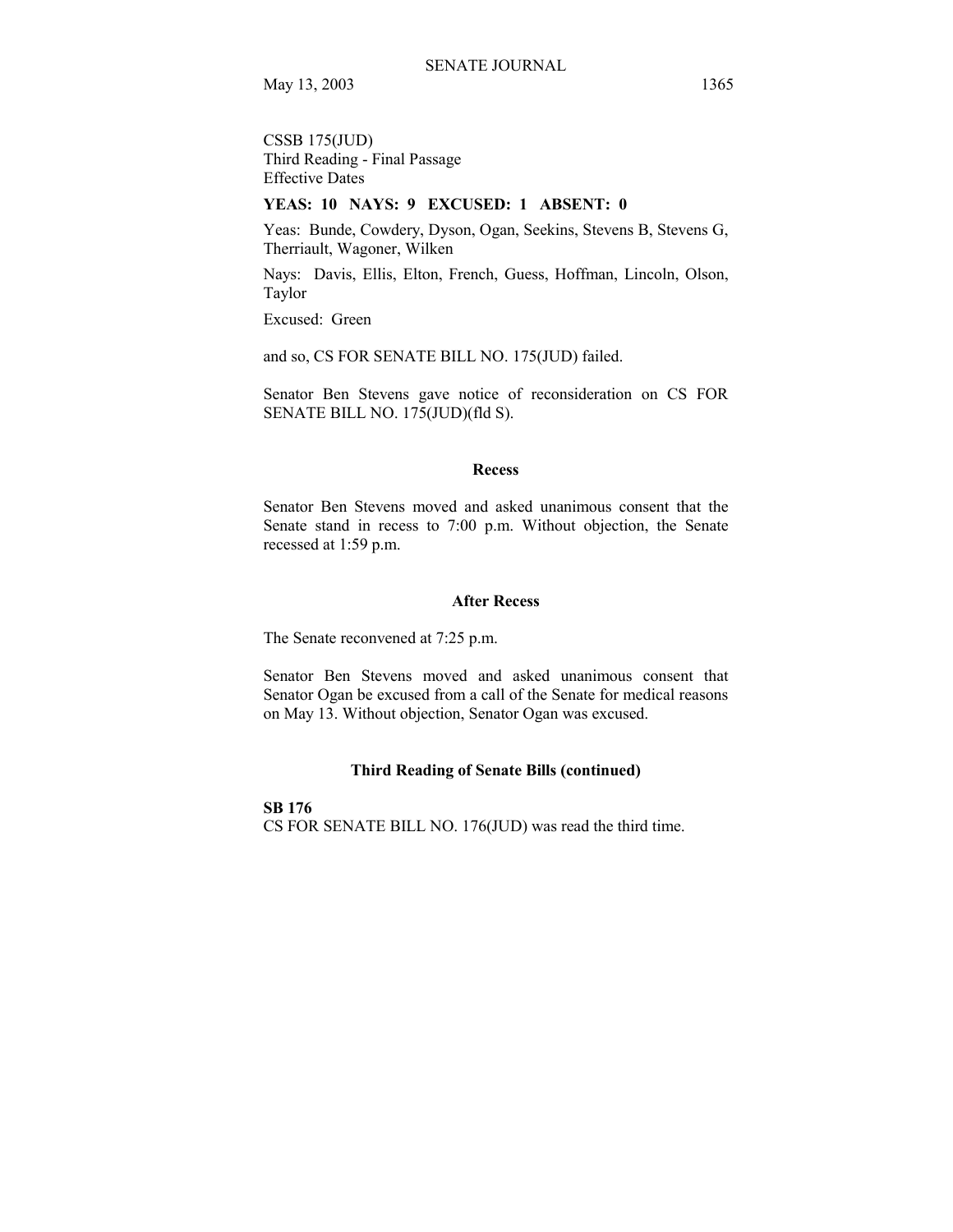CSSB 175(JUD)
Third Reading - Final Passage
Effective Dates

**YEAS: 10 NAYS: 9 EXCUSED: 1 ABSENT: 0**

Yeas: Bunde, Cowdery, Dyson, Ogan, Seekins, Stevens B, Stevens G, Therriault, Wagoner, Wilken

Nays: Davis, Ellis, Elton, French, Guess, Hoffman, Lincoln, Olson, Taylor

Excused: Green

and so, CS FOR SENATE BILL NO. 175(JUD) failed.

Senator Ben Stevens gave notice of reconsideration on CS FOR SENATE BILL NO. 175(JUD)(fld S).

### Recess

Senator Ben Stevens moved and asked unanimous consent that the Senate stand in recess to 7:00 p.m. Without objection, the Senate recessed at 1:59 p.m.

### After Recess

The Senate reconvened at 7:25 p.m.

Senator Ben Stevens moved and asked unanimous consent that Senator Ogan be excused from a call of the Senate for medical reasons on May 13. Without objection, Senator Ogan was excused.

### Third Reading of Senate Bills (continued)

**SB 176**
CS FOR SENATE BILL NO. 176(JUD) was read the third time.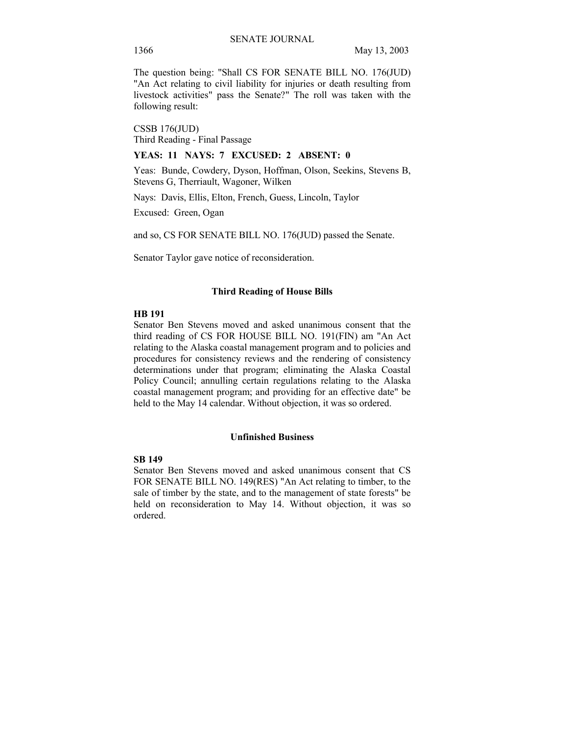The question being: "Shall CS FOR SENATE BILL NO. 176(JUD) "An Act relating to civil liability for injuries or death resulting from livestock activities" pass the Senate?" The roll was taken with the following result:

CSSB 176(JUD)
Third Reading - Final Passage

**YEAS: 11 NAYS: 7 EXCUSED: 2 ABSENT: 0**

Yeas: Bunde, Cowdery, Dyson, Hoffman, Olson, Seekins, Stevens B, Stevens G, Therriault, Wagoner, Wilken

Nays: Davis, Ellis, Elton, French, Guess, Lincoln, Taylor

Excused: Green, Ogan

and so, CS FOR SENATE BILL NO. 176(JUD) passed the Senate.

Senator Taylor gave notice of reconsideration.

## Third Reading of House Bills

**HB 191**
Senator Ben Stevens moved and asked unanimous consent that the third reading of CS FOR HOUSE BILL NO. 191(FIN) am "An Act relating to the Alaska coastal management program and to policies and procedures for consistency reviews and the rendering of consistency determinations under that program; eliminating the Alaska Coastal Policy Council; annulling certain regulations relating to the Alaska coastal management program; and providing for an effective date" be held to the May 14 calendar. Without objection, it was so ordered.

## Unfinished Business

**SB 149**
Senator Ben Stevens moved and asked unanimous consent that CS FOR SENATE BILL NO. 149(RES) "An Act relating to timber, to the sale of timber by the state, and to the management of state forests" be held on reconsideration to May 14. Without objection, it was so ordered.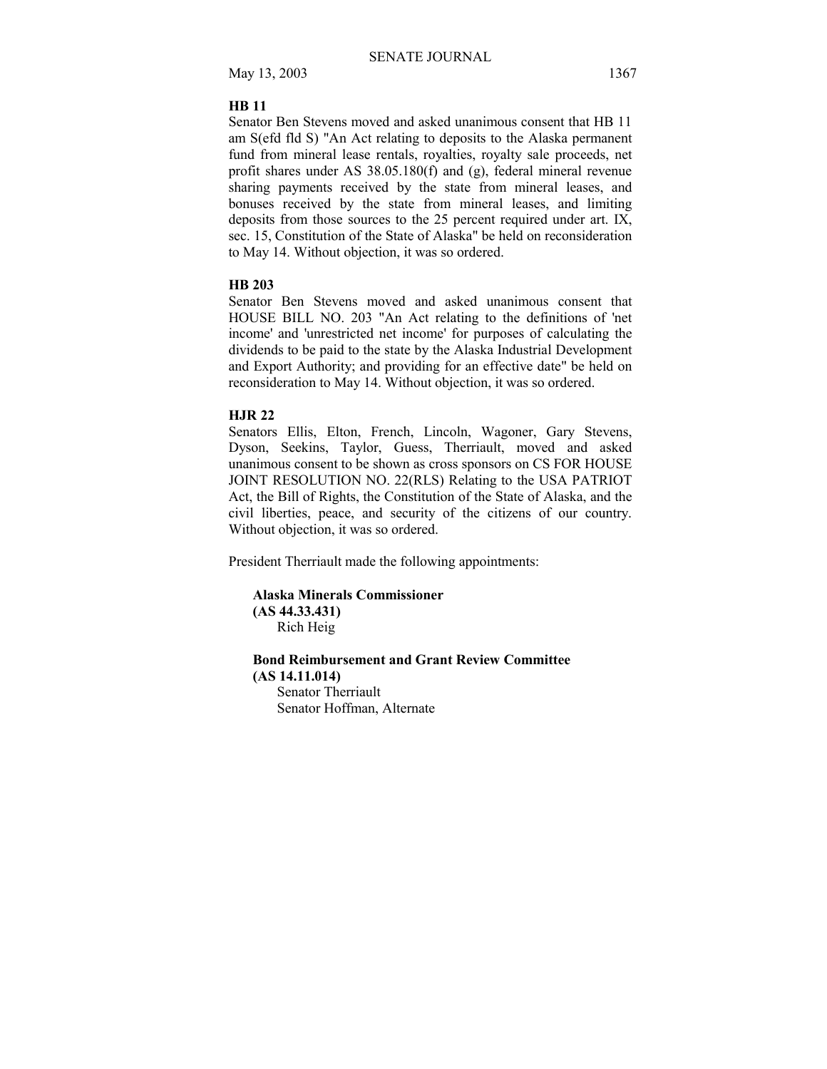**HB 11**

Senator Ben Stevens moved and asked unanimous consent that HB 11 am S(efd fld S) "An Act relating to deposits to the Alaska permanent fund from mineral lease rentals, royalties, royalty sale proceeds, net profit shares under AS 38.05.180(f) and (g), federal mineral revenue sharing payments received by the state from mineral leases, and bonuses received by the state from mineral leases, and limiting deposits from those sources to the 25 percent required under art. IX, sec. 15, Constitution of the State of Alaska" be held on reconsideration to May 14. Without objection, it was so ordered.

**HB 203**

Senator Ben Stevens moved and asked unanimous consent that HOUSE BILL NO. 203 "An Act relating to the definitions of 'net income' and 'unrestricted net income' for purposes of calculating the dividends to be paid to the state by the Alaska Industrial Development and Export Authority; and providing for an effective date" be held on reconsideration to May 14. Without objection, it was so ordered.

**HJR 22**

Senators Ellis, Elton, French, Lincoln, Wagoner, Gary Stevens, Dyson, Seekins, Taylor, Guess, Therriault, moved and asked unanimous consent to be shown as cross sponsors on CS FOR HOUSE JOINT RESOLUTION NO. 22(RLS) Relating to the USA PATRIOT Act, the Bill of Rights, the Constitution of the State of Alaska, and the civil liberties, peace, and security of the citizens of our country. Without objection, it was so ordered.

President Therriault made the following appointments:

**Alaska Minerals Commissioner**
**(AS 44.33.431)**
Rich Heig

**Bond Reimbursement and Grant Review Committee**
**(AS 14.11.014)**
Senator Therriault
Senator Hoffman, Alternate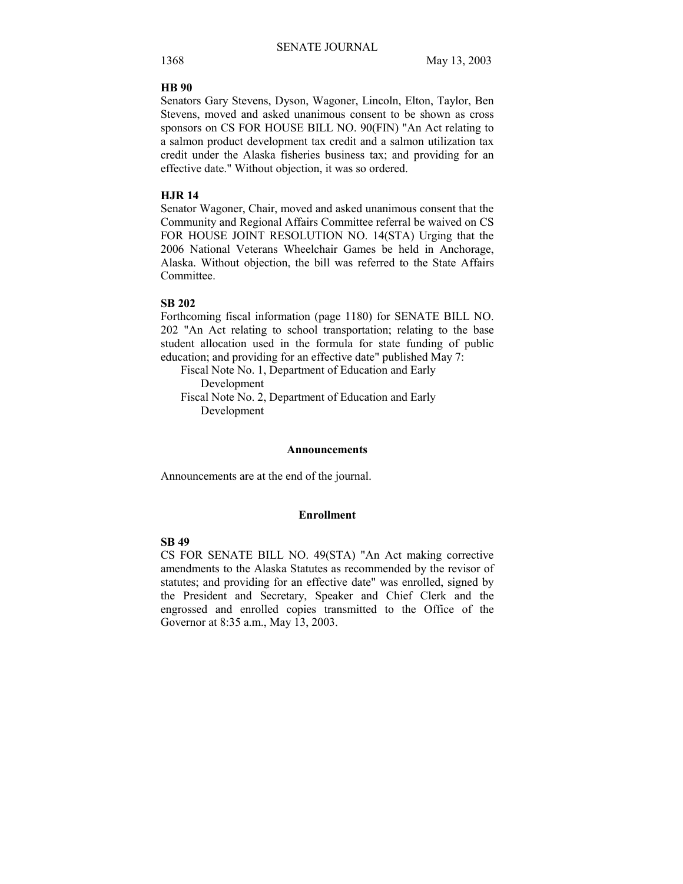**HB 90**

Senators Gary Stevens, Dyson, Wagoner, Lincoln, Elton, Taylor, Ben Stevens, moved and asked unanimous consent to be shown as cross sponsors on CS FOR HOUSE BILL NO. 90(FIN) "An Act relating to a salmon product development tax credit and a salmon utilization tax credit under the Alaska fisheries business tax; and providing for an effective date." Without objection, it was so ordered.

**HJR 14**

Senator Wagoner, Chair, moved and asked unanimous consent that the Community and Regional Affairs Committee referral be waived on CS FOR HOUSE JOINT RESOLUTION NO. 14(STA) Urging that the 2006 National Veterans Wheelchair Games be held in Anchorage, Alaska. Without objection, the bill was referred to the State Affairs Committee.

**SB 202**

Forthcoming fiscal information (page 1180) for SENATE BILL NO. 202 "An Act relating to school transportation; relating to the base student allocation used in the formula for state funding of public education; and providing for an effective date" published May 7:

Fiscal Note No. 1, Department of Education and Early Development

Fiscal Note No. 2, Department of Education and Early Development

## Announcements

Announcements are at the end of the journal.

## Enrollment

**SB 49**

CS FOR SENATE BILL NO. 49(STA) "An Act making corrective amendments to the Alaska Statutes as recommended by the revisor of statutes; and providing for an effective date" was enrolled, signed by the President and Secretary, Speaker and Chief Clerk and the engrossed and enrolled copies transmitted to the Office of the Governor at 8:35 a.m., May 13, 2003.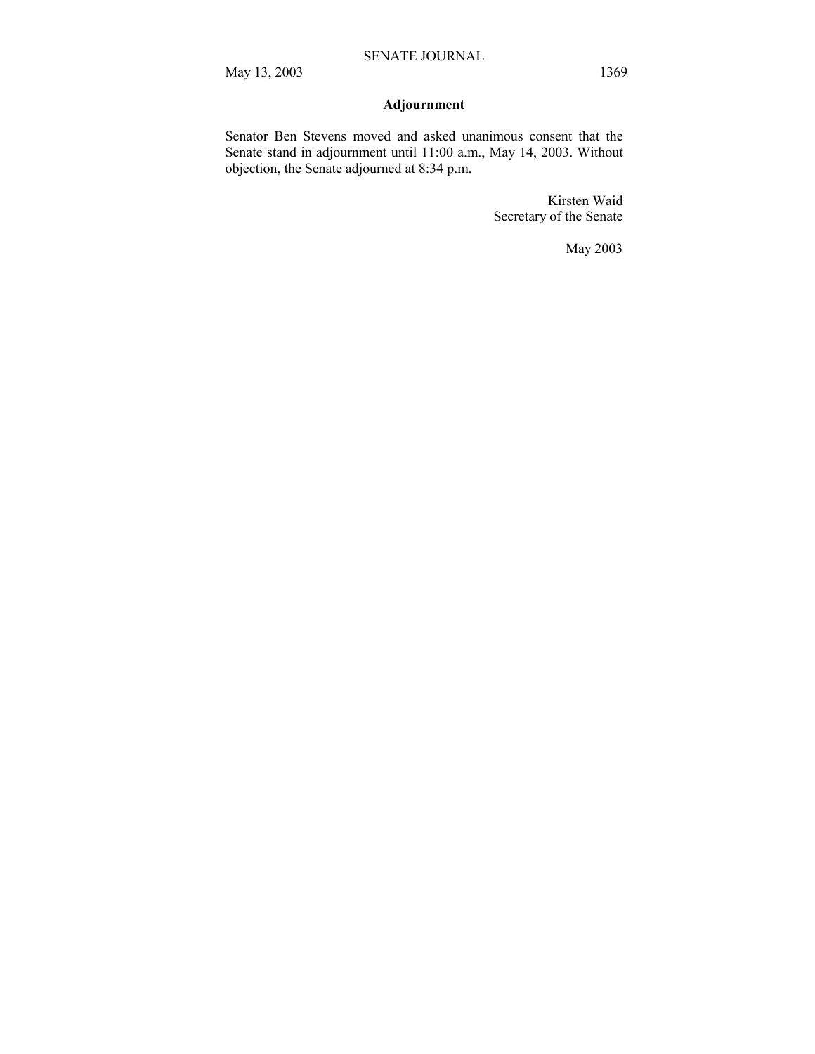## Adjournment

Senator Ben Stevens moved and asked unanimous consent that the Senate stand in adjournment until 11:00 a.m., May 14, 2003. Without objection, the Senate adjourned at 8:34 p.m.

Kirsten Waid
Secretary of the Senate

May 2003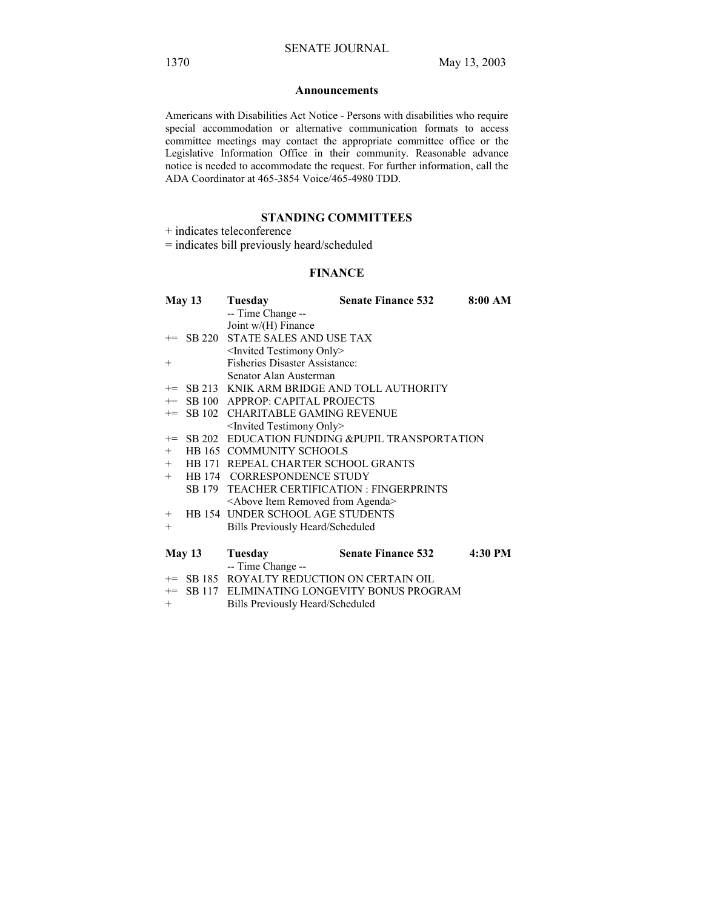## Announcements

Americans with Disabilities Act Notice - Persons with disabilities who require special accommodation or alternative communication formats to access committee meetings may contact the appropriate committee office or the Legislative Information Office in their community. Reasonable advance notice is needed to accommodate the request. For further information, call the ADA Coordinator at 465-3854 Voice/465-4980 TDD.

## STANDING COMMITTEES

+ indicates teleconference
= indicates bill previously heard/scheduled

### FINANCE

| May 13 | Tuesday | Senate Finance 532 | 8:00 AM |
|---|---|---|---|
| | -- Time Change -- | | |
| | Joint w/(H) Finance | | |
| += SB 220 | STATE SALES AND USE TAX | | |
| | <Invited Testimony Only> | | |
| + | Fisheries Disaster Assistance: | | |
| | Senator Alan Austerman | | |
| += SB 213 | KNIK ARM BRIDGE AND TOLL AUTHORITY | | |
| += SB 100 | APPROP: CAPITAL PROJECTS | | |
| += SB 102 | CHARITABLE GAMING REVENUE | | |
| | <Invited Testimony Only> | | |
| += SB 202 | EDUCATION FUNDING &PUPIL TRANSPORTATION | | |
| + HB 165 | COMMUNITY SCHOOLS | | |
| + HB 171 | REPEAL CHARTER SCHOOL GRANTS | | |
| + HB 174 | CORRESPONDENCE STUDY | | |
| SB 179 | TEACHER CERTIFICATION : FINGERPRINTS | | |
| | <Above Item Removed from Agenda> | | |
| + HB 154 | UNDER SCHOOL AGE STUDENTS | | |
| + | Bills Previously Heard/Scheduled | | |

| May 13 | Tuesday | Senate Finance 532 | 4:30 PM |
|---|---|---|---|
| | -- Time Change -- | | |
| += SB 185 | ROYALTY REDUCTION ON CERTAIN OIL | | |
| += SB 117 | ELIMINATING LONGEVITY BONUS PROGRAM | | |
| + | Bills Previously Heard/Scheduled | | |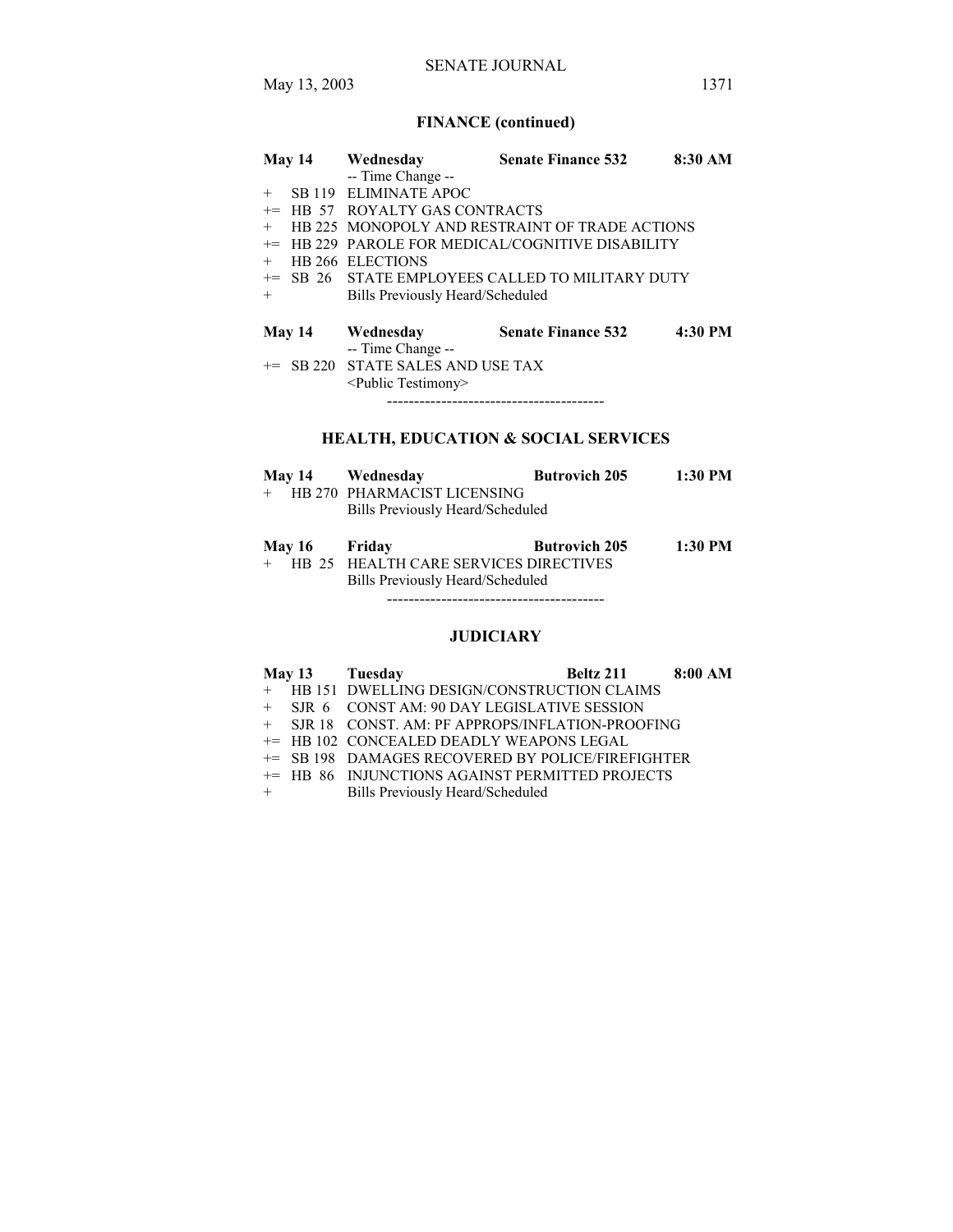## FINANCE (continued)

| | | | | |
|---|---|---|---|---|
| **May 14** | | **Wednesday** | **Senate Finance 532** | **8:30 AM** |
| | | -- Time Change -- | | |
| + | SB 119 | ELIMINATE APOC | | |
| += | HB 57 | ROYALTY GAS CONTRACTS | | |
| + | HB 225 | MONOPOLY AND RESTRAINT OF TRADE ACTIONS | | |
| += | HB 229 | PAROLE FOR MEDICAL/COGNITIVE DISABILITY | | |
| + | HB 266 | ELECTIONS | | |
| += | SB 26 | STATE EMPLOYEES CALLED TO MILITARY DUTY | | |
| + | | Bills Previously Heard/Scheduled | | |

| | | | | |
|---|---|---|---|---|
| **May 14** | | **Wednesday** | **Senate Finance 532** | **4:30 PM** |
| | | -- Time Change -- | | |
| += | SB 220 | STATE SALES AND USE TAX | | |
| | | <Public Testimony> | | |

----------------------------------------

## HEALTH, EDUCATION & SOCIAL SERVICES

| | | | | |
|---|---|---|---|---|
| **May 14** | | **Wednesday** | **Butrovich 205** | **1:30 PM** |
| + | HB 270 | PHARMACIST LICENSING | | |
| | | Bills Previously Heard/Scheduled | | |

| | | | | |
|---|---|---|---|---|
| **May 16** | | **Friday** | **Butrovich 205** | **1:30 PM** |
| + | HB 25 | HEALTH CARE SERVICES DIRECTIVES | | |
| | | Bills Previously Heard/Scheduled | | |

----------------------------------------

## JUDICIARY

| | | | | |
|---|---|---|---|---|
| **May 13** | | **Tuesday** | **Beltz 211** | **8:00 AM** |
| + | HB 151 | DWELLING DESIGN/CONSTRUCTION CLAIMS | | |
| + | SJR 6 | CONST AM: 90 DAY LEGISLATIVE SESSION | | |
| + | SJR 18 | CONST. AM: PF APPROPS/INFLATION-PROOFING | | |
| += | HB 102 | CONCEALED DEADLY WEAPONS LEGAL | | |
| += | SB 198 | DAMAGES RECOVERED BY POLICE/FIREFIGHTER | | |
| += | HB 86 | INJUNCTIONS AGAINST PERMITTED PROJECTS | | |
| + | | Bills Previously Heard/Scheduled | | |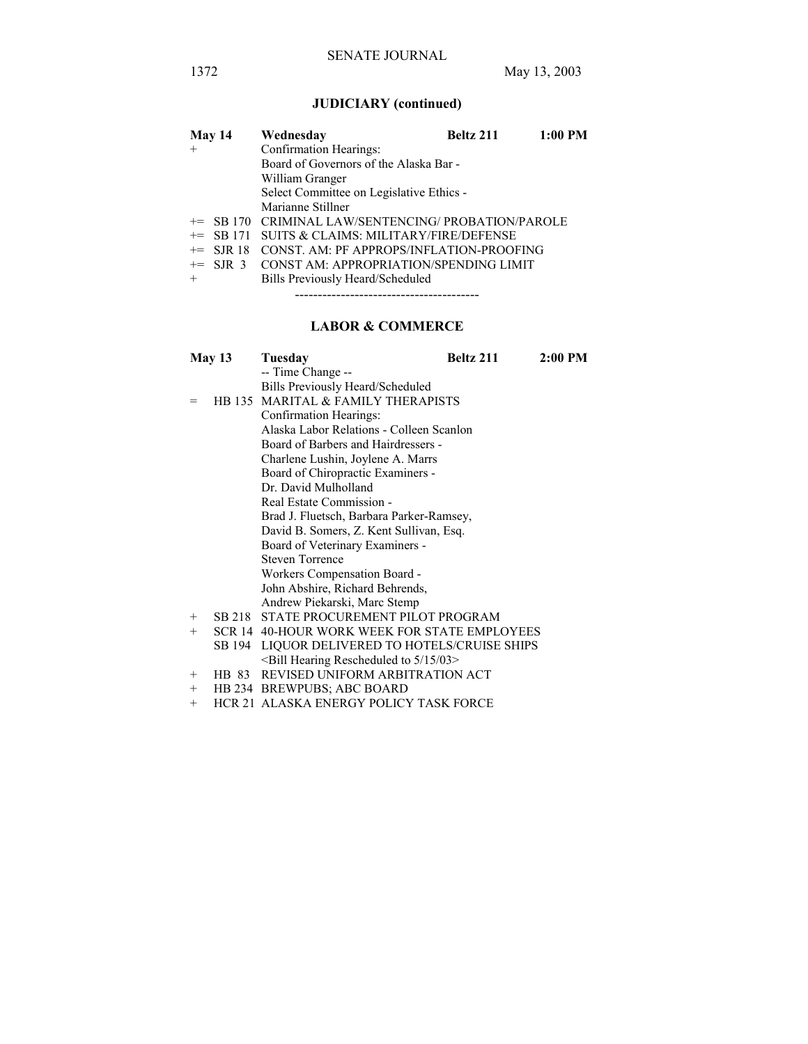## JUDICIARY (continued)

| | | | | |
|---|---|---|---|---|
| **May 14** | | **Wednesday** | **Beltz 211** | **1:00 PM** |
| + | | Confirmation Hearings: | | |
| | | Board of Governors of the Alaska Bar - | | |
| | | William Granger | | |
| | | Select Committee on Legislative Ethics - | | |
| | | Marianne Stillner | | |
| += | SB 170 | CRIMINAL LAW/SENTENCING/ PROBATION/PAROLE | | |
| += | SB 171 | SUITS & CLAIMS: MILITARY/FIRE/DEFENSE | | |
| += | SJR 18 | CONST. AM: PF APPROPS/INFLATION-PROOFING | | |
| += | SJR 3 | CONST AM: APPROPRIATION/SPENDING LIMIT | | |
| + | | Bills Previously Heard/Scheduled | | |

----------------------------------------

## LABOR & COMMERCE

| | | | | |
|---|---|---|---|---|
| **May 13** | | **Tuesday** | **Beltz 211** | **2:00 PM** |
| | | -- Time Change -- | | |
| | | Bills Previously Heard/Scheduled | | |
| = | HB 135 | MARITAL & FAMILY THERAPISTS | | |
| | | Confirmation Hearings: | | |
| | | Alaska Labor Relations - Colleen Scanlon | | |
| | | Board of Barbers and Hairdressers - | | |
| | | Charlene Lushin, Joylene A. Marrs | | |
| | | Board of Chiropractic Examiners - | | |
| | | Dr. David Mulholland | | |
| | | Real Estate Commission - | | |
| | | Brad J. Fluetsch, Barbara Parker-Ramsey, | | |
| | | David B. Somers, Z. Kent Sullivan, Esq. | | |
| | | Board of Veterinary Examiners - | | |
| | | Steven Torrence | | |
| | | Workers Compensation Board - | | |
| | | John Abshire, Richard Behrends, | | |
| | | Andrew Piekarski, Marc Stemp | | |
| + | SB 218 | STATE PROCUREMENT PILOT PROGRAM | | |
| + | SCR 14 | 40-HOUR WORK WEEK FOR STATE EMPLOYEES | | |
| | SB 194 | LIQUOR DELIVERED TO HOTELS/CRUISE SHIPS | | |
| | | <Bill Hearing Rescheduled to 5/15/03> | | |
| + | HB 83 | REVISED UNIFORM ARBITRATION ACT | | |
| + | HB 234 | BREWPUBS; ABC BOARD | | |
| + | HCR 21 | ALASKA ENERGY POLICY TASK FORCE | | |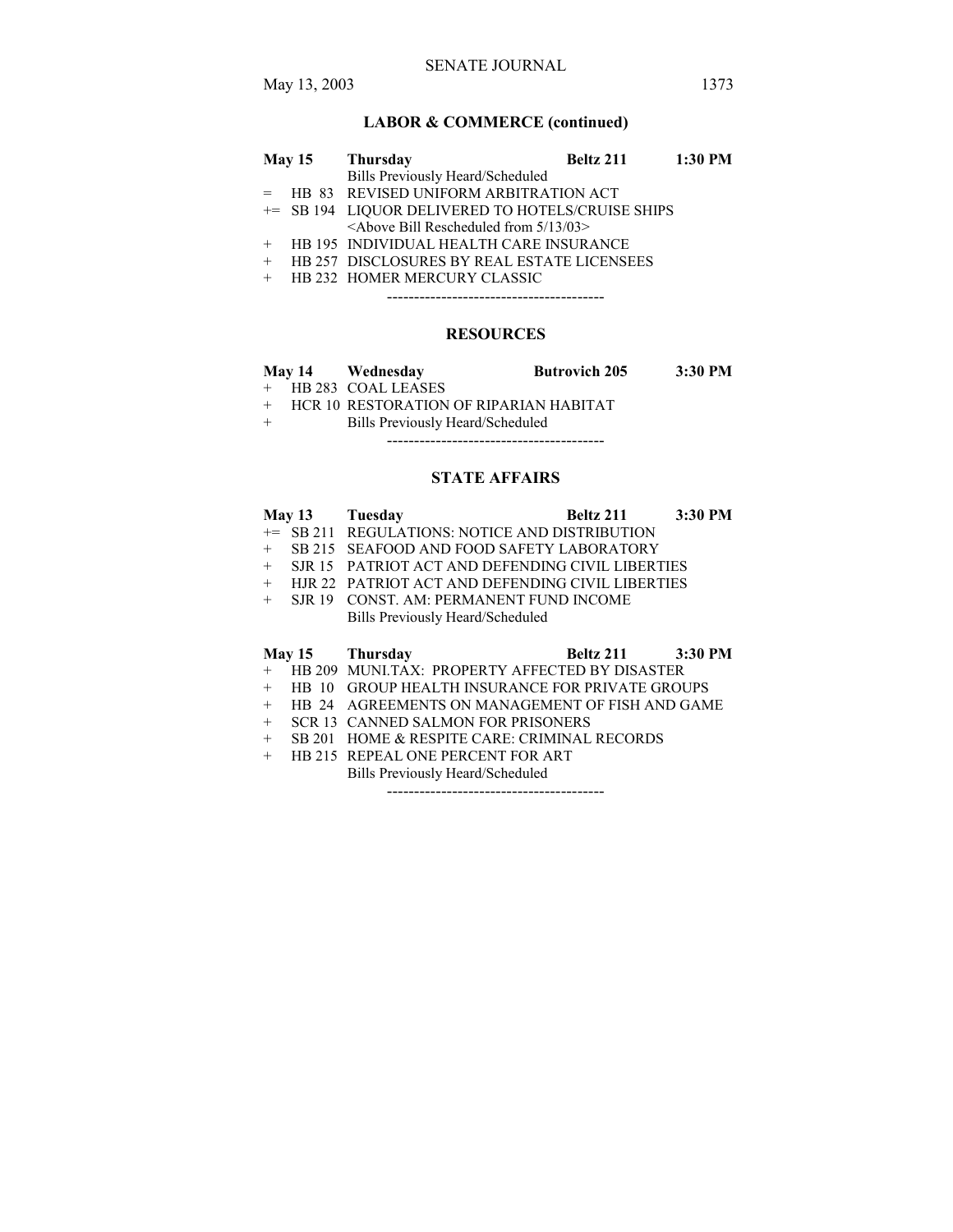## LABOR & COMMERCE (continued)

| | | | | |
|---|---|---|---|---|
| **May 15** | **Thursday** | | **Beltz 211** | **1:30 PM** |
| | | Bills Previously Heard/Scheduled | | |
| = | HB 83 | REVISED UNIFORM ARBITRATION ACT | | |
| += | SB 194 | LIQUOR DELIVERED TO HOTELS/CRUISE SHIPS | | |
| | | <Above Bill Rescheduled from 5/13/03> | | |
| + | HB 195 | INDIVIDUAL HEALTH CARE INSURANCE | | |
| + | HB 257 | DISCLOSURES BY REAL ESTATE LICENSEES | | |
| + | HB 232 | HOMER MERCURY CLASSIC | | |

----------------------------------------

## RESOURCES

| | | | | |
|---|---|---|---|---|
| **May 14** | **Wednesday** | | **Butrovich 205** | **3:30 PM** |
| + | HB 283 | COAL LEASES | | |
| + | HCR 10 | RESTORATION OF RIPARIAN HABITAT | | |
| + | | Bills Previously Heard/Scheduled | | |

----------------------------------------

## STATE AFFAIRS

| | | | | |
|---|---|---|---|---|
| **May 13** | **Tuesday** | | **Beltz 211** | **3:30 PM** |
| += | SB 211 | REGULATIONS: NOTICE AND DISTRIBUTION | | |
| + | SB 215 | SEAFOOD AND FOOD SAFETY LABORATORY | | |
| + | SJR 15 | PATRIOT ACT AND DEFENDING CIVIL LIBERTIES | | |
| + | HJR 22 | PATRIOT ACT AND DEFENDING CIVIL LIBERTIES | | |
| + | SJR 19 | CONST. AM: PERMANENT FUND INCOME | | |
| | | Bills Previously Heard/Scheduled | | |

| | | | | |
|---|---|---|---|---|
| **May 15** | **Thursday** | | **Beltz 211** | **3:30 PM** |
| + | HB 209 | MUNI.TAX: PROPERTY AFFECTED BY DISASTER | | |
| + | HB 10 | GROUP HEALTH INSURANCE FOR PRIVATE GROUPS | | |
| + | HB 24 | AGREEMENTS ON MANAGEMENT OF FISH AND GAME | | |
| + | SCR 13 | CANNED SALMON FOR PRISONERS | | |
| + | SB 201 | HOME & RESPITE CARE: CRIMINAL RECORDS | | |
| + | HB 215 | REPEAL ONE PERCENT FOR ART | | |
| | | Bills Previously Heard/Scheduled | | |

----------------------------------------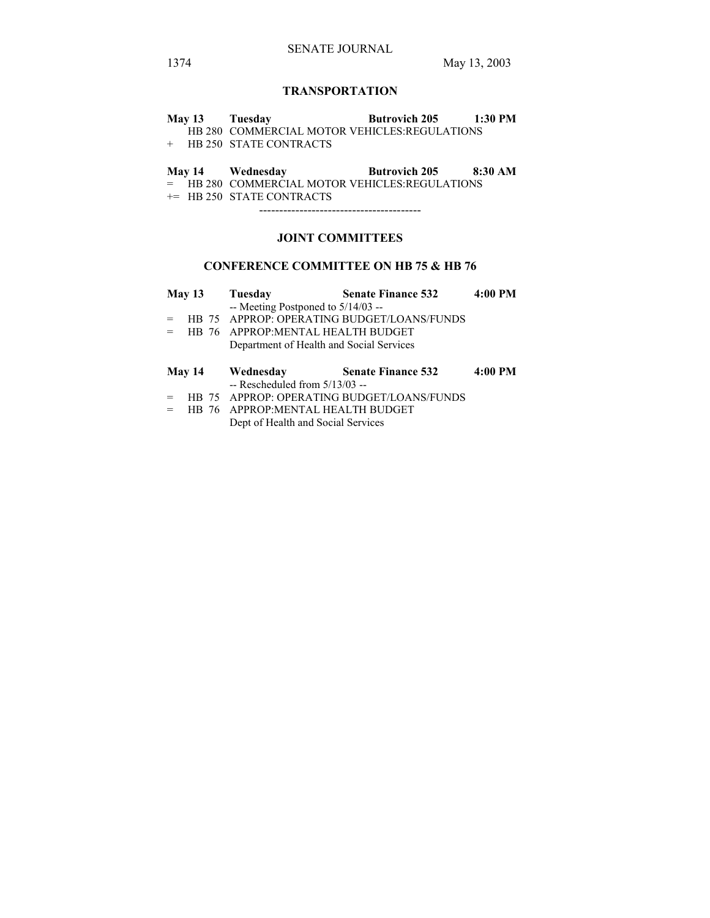## TRANSPORTATION

**May 13 Tuesday Butrovich 205 1:30 PM**

HB 280 COMMERCIAL MOTOR VEHICLES:REGULATIONS
+ HB 250 STATE CONTRACTS

**May 14 Wednesday Butrovich 205 8:30 AM**

= HB 280 COMMERCIAL MOTOR VEHICLES:REGULATIONS
+= HB 250 STATE CONTRACTS

----------------------------------------

## JOINT COMMITTEES

### CONFERENCE COMMITTEE ON HB 75 & HB 76

**May 13 Tuesday Senate Finance 532 4:00 PM**

-- Meeting Postponed to 5/14/03 --
= HB 75 APPROP: OPERATING BUDGET/LOANS/FUNDS
= HB 76 APPROP:MENTAL HEALTH BUDGET
Department of Health and Social Services

**May 14 Wednesday Senate Finance 532 4:00 PM**

-- Rescheduled from 5/13/03 --
= HB 75 APPROP: OPERATING BUDGET/LOANS/FUNDS
= HB 76 APPROP:MENTAL HEALTH BUDGET
Dept of Health and Social Services